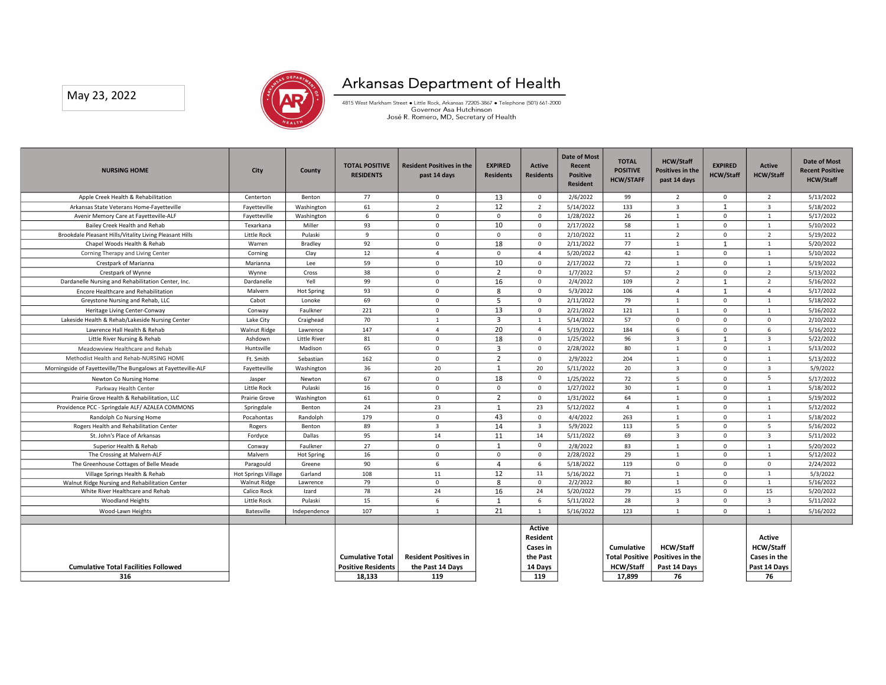May 23, 2022

# Arkansas Department of Health

4815 West Markham Street • Little Rock, Arkansas 72205-3867 • Telephone (501) 661-2000
Governor Asa Hutchinson
José R. Romero, MD, Secretary of Health

| NURSING HOME | City | County | TOTAL POSITIVE RESIDENTS | Resident Positives in the past 14 days | EXPIRED Residents | Active Residents | Date of Most Recent Positive Resident | TOTAL POSITIVE HCW/STAFF | HCW/Staff Positives in the past 14 days | EXPIRED HCW/Staff | Active HCW/Staff | Date of Most Recent Positive HCW/Staff |
|---|---|---|---|---|---|---|---|---|---|---|---|---|
| Apple Creek Health & Rehabilitation | Centerton | Benton | 77 | 0 | 13 | 0 | 2/6/2022 | 99 | 2 | 0 | 2 | 5/13/2022 |
| Arkansas State Veterans Home-Fayetteville | Fayetteville | Washington | 61 | 2 | 12 | 2 | 5/14/2022 | 133 | 3 | 1 | 3 | 5/18/2022 |
| Avenir Memory Care at Fayetteville-ALF | Fayetteville | Washington | 6 | 0 | 0 | 0 | 1/28/2022 | 26 | 1 | 0 | 1 | 5/17/2022 |
| Bailey Creek Health and Rehab | Texarkana | Miller | 93 | 0 | 10 | 0 | 2/17/2022 | 58 | 1 | 0 | 1 | 5/10/2022 |
| Brookdale Pleasant Hills/Vitality Living Pleasant Hills | Little Rock | Pulaski | 9 | 0 | 0 | 0 | 2/10/2022 | 11 | 2 | 0 | 2 | 5/19/2022 |
| Chapel Woods Health & Rehab | Warren | Bradley | 92 | 0 | 18 | 0 | 2/11/2022 | 77 | 1 | 1 | 1 | 5/20/2022 |
| Corning Therapy and Living Center | Corning | Clay | 12 | 4 | 0 | 4 | 5/20/2022 | 42 | 1 | 0 | 1 | 5/10/2022 |
| Crestpark of Marianna | Marianna | Lee | 59 | 0 | 10 | 0 | 2/17/2022 | 72 | 1 | 0 | 1 | 5/19/2022 |
| Crestpark of Wynne | Wynne | Cross | 38 | 0 | 2 | 0 | 1/7/2022 | 57 | 2 | 0 | 2 | 5/13/2022 |
| Dardanelle Nursing and Rehabilitation Center, Inc. | Dardanelle | Yell | 99 | 0 | 16 | 0 | 2/4/2022 | 109 | 2 | 1 | 2 | 5/16/2022 |
| Encore Healthcare and Rehabilitation | Malvern | Hot Spring | 93 | 0 | 8 | 0 | 5/3/2022 | 106 | 4 | 1 | 4 | 5/17/2022 |
| Greystone Nursing and Rehab, LLC | Cabot | Lonoke | 69 | 0 | 5 | 0 | 2/11/2022 | 79 | 1 | 0 | 1 | 5/18/2022 |
| Heritage Living Center-Conway | Conway | Faulkner | 221 | 0 | 13 | 0 | 2/21/2022 | 121 | 1 | 0 | 1 | 5/16/2022 |
| Lakeside Health & Rehab/Lakeside Nursing Center | Lake City | Craighead | 70 | 1 | 3 | 1 | 5/14/2022 | 57 | 0 | 0 | 0 | 2/10/2022 |
| Lawrence Hall Health & Rehab | Walnut Ridge | Lawrence | 147 | 4 | 20 | 4 | 5/19/2022 | 184 | 6 | 0 | 6 | 5/16/2022 |
| Little River Nursing & Rehab | Ashdown | Little River | 81 | 0 | 18 | 0 | 1/25/2022 | 96 | 3 | 1 | 3 | 5/22/2022 |
| Meadowview Healthcare and Rehab | Huntsville | Madison | 65 | 0 | 3 | 0 | 2/28/2022 | 80 | 1 | 0 | 1 | 5/13/2022 |
| Methodist Health and Rehab-NURSING HOME | Ft. Smith | Sebastian | 162 | 0 | 2 | 0 | 2/9/2022 | 204 | 1 | 0 | 1 | 5/13/2022 |
| Morningside of Fayetteville/The Bungalows at Fayetteville-ALF | Fayetteville | Washington | 36 | 20 | 1 | 20 | 5/11/2022 | 20 | 3 | 0 | 3 | 5/9/2022 |
| Newton Co Nursing Home | Jasper | Newton | 67 | 0 | 18 | 0 | 1/25/2022 | 72 | 5 | 0 | 5 | 5/17/2022 |
| Parkway Health Center | Little Rock | Pulaski | 16 | 0 | 0 | 0 | 1/27/2022 | 30 | 1 | 0 | 1 | 5/18/2022 |
| Prairie Grove Health & Rehabilitation, LLC | Prairie Grove | Washington | 61 | 0 | 2 | 0 | 1/31/2022 | 64 | 1 | 0 | 1 | 5/19/2022 |
| Providence PCC - Springdale ALF/ AZALEA COMMONS | Springdale | Benton | 24 | 23 | 1 | 23 | 5/12/2022 | 4 | 1 | 0 | 1 | 5/12/2022 |
| Randolph Co Nursing Home | Pocahontas | Randolph | 179 | 0 | 43 | 0 | 4/4/2022 | 263 | 1 | 0 | 1 | 5/18/2022 |
| Rogers Health and Rehabilitation Center | Rogers | Benton | 89 | 3 | 14 | 3 | 5/9/2022 | 113 | 5 | 0 | 5 | 5/16/2022 |
| St. John's Place of Arkansas | Fordyce | Dallas | 95 | 14 | 11 | 14 | 5/11/2022 | 69 | 3 | 0 | 3 | 5/11/2022 |
| Superior Health & Rehab | Conway | Faulkner | 27 | 0 | 1 | 0 | 2/8/2022 | 83 | 1 | 0 | 1 | 5/20/2022 |
| The Crossing at Malvern-ALF | Malvern | Hot Spring | 16 | 0 | 0 | 0 | 2/28/2022 | 29 | 1 | 0 | 1 | 5/12/2022 |
| The Greenhouse Cottages of Belle Meade | Paragould | Greene | 90 | 6 | 4 | 6 | 5/18/2022 | 119 | 0 | 0 | 0 | 2/24/2022 |
| Village Springs Health & Rehab | Hot Springs Village | Garland | 108 | 11 | 12 | 11 | 5/16/2022 | 71 | 1 | 0 | 1 | 5/3/2022 |
| Walnut Ridge Nursing and Rehabilitation Center | Walnut Ridge | Lawrence | 79 | 0 | 8 | 0 | 2/2/2022 | 80 | 1 | 0 | 1 | 5/16/2022 |
| White River Healthcare and Rehab | Calico Rock | Izard | 78 | 24 | 16 | 24 | 5/20/2022 | 79 | 15 | 0 | 15 | 5/20/2022 |
| Woodland Heights | Little Rock | Pulaski | 15 | 6 | 1 | 6 | 5/11/2022 | 28 | 3 | 0 | 3 | 5/11/2022 |
| Wood-Lawn Heights | Batesville | Independence | 107 | 1 | 21 | 1 | 5/16/2022 | 123 | 1 | 0 | 1 | 5/16/2022 |
| | | | | | | | | | | | | |
| **Cumulative Total Facilities Followed** | | | **Cumulative Total Positive Residents** | **Resident Positives in the Past 14 Days** | | **Active Resident Cases in the Past 14 Days** | | **Cumulative Total Positive HCW/Staff** | **HCW/Staff Positives in the Past 14 Days** | | **Active HCW/Staff Cases in the Past 14 Days** | |
| **316** | | | **18,133** | **119** | | **119** | | **17,899** | **76** | | **76** | |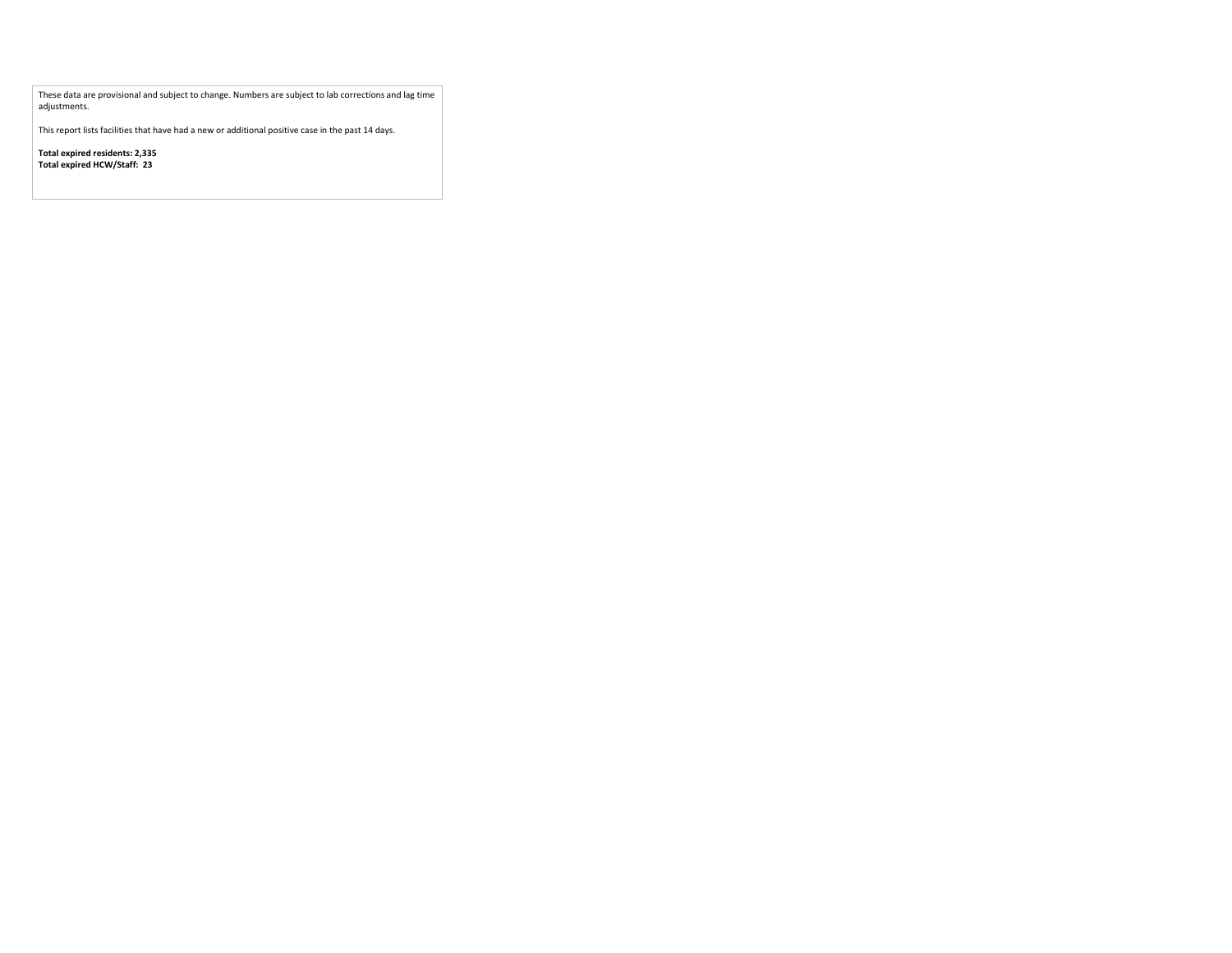These data are provisional and subject to change. Numbers are subject to lab corrections and lag time adjustments.

This report lists facilities that have had a new or additional positive case in the past 14 days.

**Total expired residents: 2,335**
**Total expired HCW/Staff: 23**